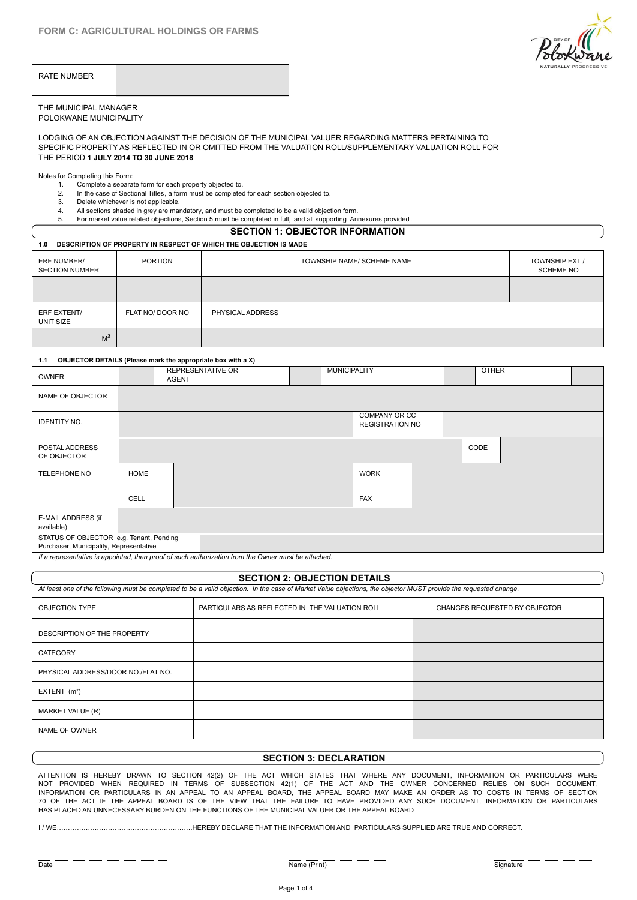# FORM C: AGRICULTURAL HOLDINGS OR FARMS

| RATE NUMBER | |
|---|---|

THE MUNICIPAL MANAGER
POLOKWANE MUNICIPALITY

LODGING OF AN OBJECTION AGAINST THE DECISION OF THE MUNICIPAL VALUER REGARDING MATTERS PERTAINING TO SPECIFIC PROPERTY AS REFLECTED IN OR OMITTED FROM THE VALUATION ROLL/SUPPLEMENTARY VALUATION ROLL FOR THE PERIOD **1 JULY 2014 TO 30 JUNE 2018**

Notes for Completing this Form:

1. Complete a separate form for each property objected to.
2. In the case of Sectional Titles, a form must be completed for each section objected to.
3. Delete whichever is not applicable.
4. All sections shaded in grey are mandatory, and must be completed to be a valid objection form.
5. For market value related objections, Section 5 must be completed in full, and all supporting Annexures provided.

## SECTION 1: OBJECTOR INFORMATION

### 1.0 DESCRIPTION OF PROPERTY IN RESPECT OF WHICH THE OBJECTION IS MADE

| ERF NUMBER/ SECTION NUMBER | PORTION | TOWNSHIP NAME/ SCHEME NAME | TOWNSHIP EXT / SCHEME NO |
|---|---|---|---|
| | | | |
| ERF EXTENT/ UNIT SIZE | FLAT NO/ DOOR NO | PHYSICAL ADDRESS | |
| $M^2$ | | | |

### 1.1 OBJECTOR DETAILS (Please mark the appropriate box with a X)

| OWNER | | REPRESENTATIVE OR AGENT | | MUNICIPALITY | | OTHER | |
|---|---|---|---|---|---|---|---|
| NAME OF OBJECTOR | | | | | | | |
| IDENTITY NO. | | | | COMPANY OR CC REGISTRATION NO | | | |
| POSTAL ADDRESS OF OBJECTOR | | | | | | CODE | |
| TELEPHONE NO | HOME | | | WORK | | | |
| | CELL | | | FAX | | | |
| E-MAIL ADDRESS (if available) | | | | | | | |
| STATUS OF OBJECTOR e.g. Tenant, Pending Purchaser, Municipality, Representative | | | | | | | |

*If a representative is appointed, then proof of such authorization from the Owner must be attached.*

## SECTION 2: OBJECTION DETAILS

*At least one of the following must be completed to be a valid objection. In the case of Market Value objections, the objector MUST provide the requested change.*

| OBJECTION TYPE | PARTICULARS AS REFLECTED IN THE VALUATION ROLL | CHANGES REQUESTED BY OBJECTOR |
|---|---|---|
| DESCRIPTION OF THE PROPERTY | | |
| CATEGORY | | |
| PHYSICAL ADDRESS/DOOR NO./FLAT NO. | | |
| EXTENT ($m^2$) | | |
| MARKET VALUE (R) | | |
| NAME OF OWNER | | |

## SECTION 3: DECLARATION

ATTENTION IS HEREBY DRAWN TO SECTION 42(2) OF THE ACT WHICH STATES THAT WHERE ANY DOCUMENT, INFORMATION OR PARTICULARS WERE NOT PROVIDED WHEN REQUIRED IN TERMS OF SUBSECTION 42(1) OF THE ACT AND THE OWNER CONCERNED RELIES ON SUCH DOCUMENT, INFORMATION OR PARTICULARS IN AN APPEAL TO AN APPEAL BOARD, THE APPEAL BOARD MAY MAKE AN ORDER AS TO COSTS IN TERMS OF SECTION 70 OF THE ACT IF THE APPEAL BOARD IS OF THE VIEW THAT THE FAILURE TO HAVE PROVIDED ANY SUCH DOCUMENT, INFORMATION OR PARTICULARS HAS PLACED AN UNNECESSARY BURDEN ON THE FUNCTIONS OF THE MUNICIPAL VALUER OR THE APPEAL BOARD.

I / WE……………………………………………………HEREBY DECLARE THAT THE INFORMATION AND PARTICULARS SUPPLIED ARE TRUE AND CORRECT.

Date ____________ Name (Print) ____________ Signature ____________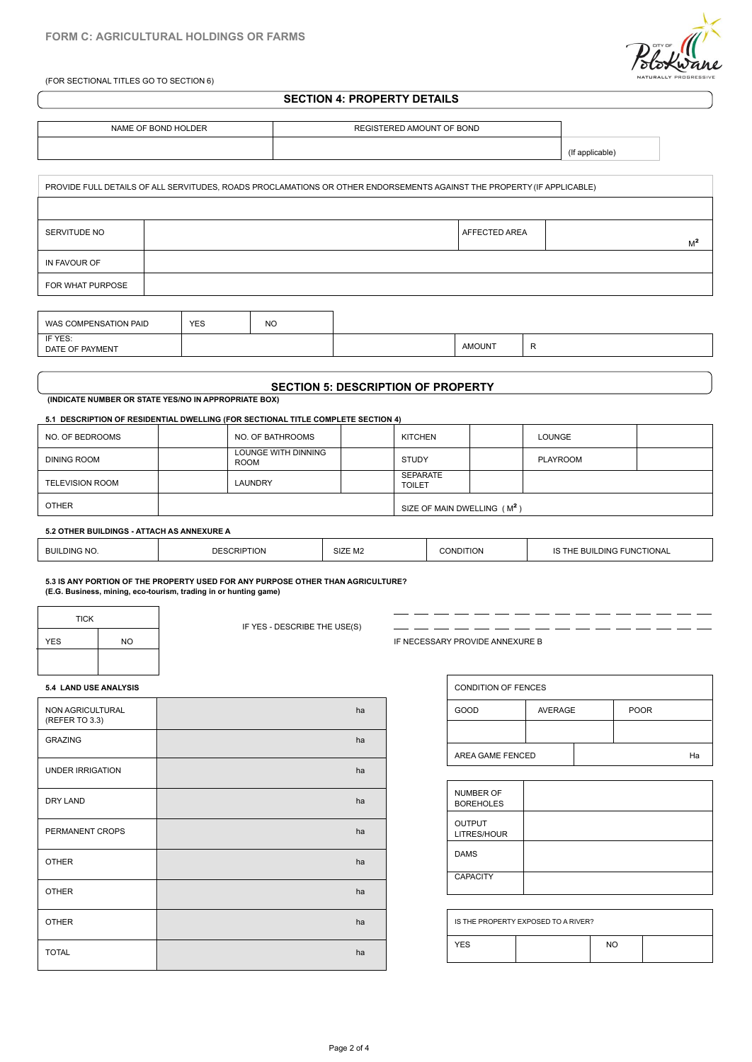## FORM C: AGRICULTURAL HOLDINGS OR FARMS

(FOR SECTIONAL TITLES GO TO SECTION 6)

## SECTION 4: PROPERTY DETAILS

| NAME OF BOND HOLDER | REGISTERED AMOUNT OF BOND | |
|---|---|---|
| | | (If applicable) |

| PROVIDE FULL DETAILS OF ALL SERVITUDES, ROADS PROCLAMATIONS OR OTHER ENDORSEMENTS AGAINST THE PROPERTY (IF APPLICABLE) | | | |
|---|---|---|---|
| | | | |
| SERVITUDE NO | | AFFECTED AREA | $M^2$ |
| IN FAVOUR OF | | | |
| FOR WHAT PURPOSE | | | |

| WAS COMPENSATION PAID | YES | NO | | | |
|---|---|---|---|---|---|
| IF YES: DATE OF PAYMENT | | | | AMOUNT | R |

## SECTION 5: DESCRIPTION OF PROPERTY

**(INDICATE NUMBER OR STATE YES/NO IN APPROPRIATE BOX)**

**5.1 DESCRIPTION OF RESIDENTIAL DWELLING (FOR SECTIONAL TITLE COMPLETE SECTION 4)**

| NO. OF BEDROOMS | | NO. OF BATHROOMS | | KITCHEN | | LOUNGE | |
|---|---|---|---|---|---|---|---|
| DINING ROOM | | LOUNGE WITH DINNING ROOM | | STUDY | | PLAYROOM | |
| TELEVISION ROOM | | LAUNDRY | | SEPARATE TOILET | | | |
| OTHER | | | | SIZE OF MAIN DWELLING ( $M^2$ ) | | | |

**5.2 OTHER BUILDINGS - ATTACH AS ANNEXURE A**

| BUILDING NO. | DESCRIPTION | SIZE M2 | CONDITION | IS THE BUILDING FUNCTIONAL |
|---|---|---|---|---|

**5.3 IS ANY PORTION OF THE PROPERTY USED FOR ANY PURPOSE OTHER THAN AGRICULTURE?**
**(E.G. Business, mining, eco-tourism, trading in or hunting game)**

| TICK | |
|---|---|
| YES | NO |
| | |

IF YES - DESCRIBE THE USE(S) ________________________________

IF NECESSARY PROVIDE ANNEXURE B

**5.4 LAND USE ANALYSIS**

| | |
|---|---|
| NON AGRICULTURAL (REFER TO 3.3) | ha |
| GRAZING | ha |
| UNDER IRRIGATION | ha |
| DRY LAND | ha |
| PERMANENT CROPS | ha |
| OTHER | ha |
| OTHER | ha |
| OTHER | ha |
| TOTAL | ha |

| CONDITION OF FENCES | | |
|---|---|---|
| GOOD | AVERAGE | POOR |
| | | |
| AREA GAME FENCED | | Ha |

| | |
|---|---|
| NUMBER OF BOREHOLES | |
| OUTPUT LITRES/HOUR | |
| DAMS | |
| CAPACITY | |

| IS THE PROPERTY EXPOSED TO A RIVER? | | | |
|---|---|---|---|
| YES | | NO | |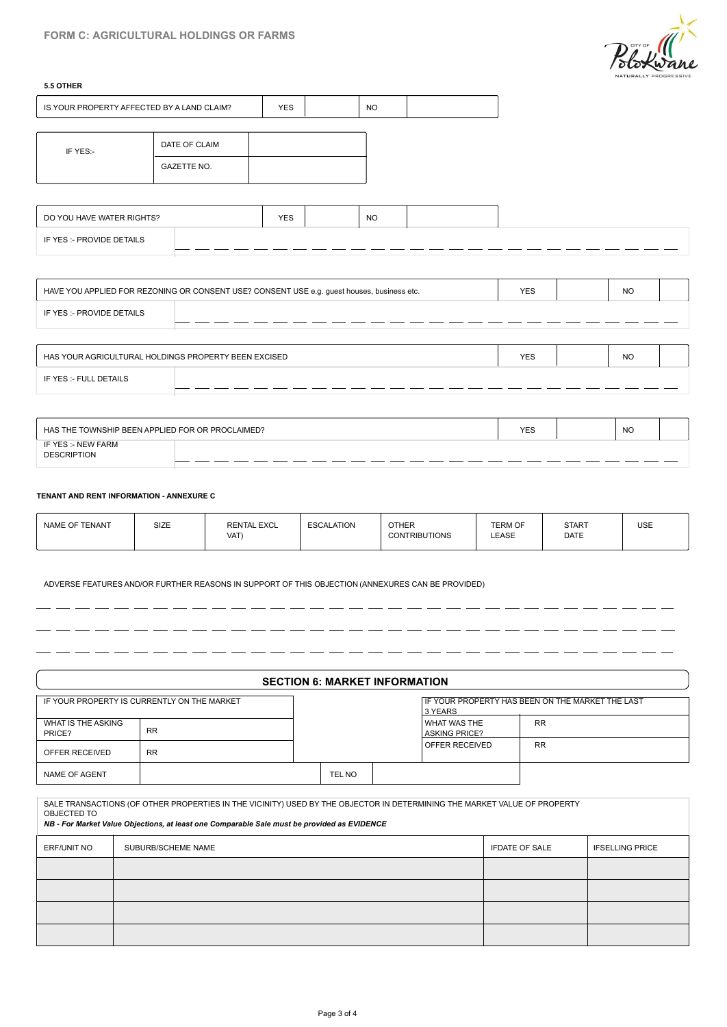# FORM C: AGRICULTURAL HOLDINGS OR FARMS

**5.5 OTHER**

| IS YOUR PROPERTY AFFECTED BY A LAND CLAIM? | YES | | NO | |
|---|---|---|---|---|

| IF YES:- | DATE OF CLAIM | |
|---|---|---|
| | GAZETTE NO. | |

| DO YOU HAVE WATER RIGHTS? | YES | | NO | |
|---|---|---|---|---|
| IF YES :- PROVIDE DETAILS | | | | |

| HAVE YOU APPLIED FOR REZONING OR CONSENT USE? CONSENT USE e.g. guest houses, business etc. | YES | | NO | |
|---|---|---|---|---|
| IF YES :- PROVIDE DETAILS | | | | |

| HAS YOUR AGRICULTURAL HOLDINGS PROPERTY BEEN EXCISED | YES | | NO | |
|---|---|---|---|---|
| IF YES :- FULL DETAILS | | | | |

| HAS THE TOWNSHIP BEEN APPLIED FOR OR PROCLAIMED? | YES | | NO | |
|---|---|---|---|---|
| IF YES :- NEW FARM DESCRIPTION | | | | |

**TENANT AND RENT INFORMATION - ANNEXURE C**

| NAME OF TENANT | SIZE | RENTAL EXCL VAT) | ESCALATION | OTHER CONTRIBUTIONS | TERM OF LEASE | START DATE | USE |
|---|---|---|---|---|---|---|---|

ADVERSE FEATURES AND/OR FURTHER REASONS IN SUPPORT OF THIS OBJECTION (ANNEXURES CAN BE PROVIDED)

## SECTION 6: MARKET INFORMATION

| IF YOUR PROPERTY IS CURRENTLY ON THE MARKET | | | IF YOUR PROPERTY HAS BEEN ON THE MARKET THE LAST 3 YEARS | |
|---|---|---|---|---|
| WHAT IS THE ASKING PRICE? | RR | | WHAT WAS THE ASKING PRICE? | RR |
| OFFER RECEIVED | RR | | OFFER RECEIVED | RR |
| NAME OF AGENT | | TEL NO | | |

SALE TRANSACTIONS (OF OTHER PROPERTIES IN THE VICINITY) USED BY THE OBJECTOR IN DETERMINING THE MARKET VALUE OF PROPERTY OBJECTED TO

***NB - For Market Value Objections, at least one Comparable Sale must be provided as EVIDENCE***

| ERF/UNIT NO | SUBURB/SCHEME NAME | IFDATE OF SALE | IFSELLING PRICE |
|---|---|---|---|
| | | | |
| | | | |
| | | | |
| | | | |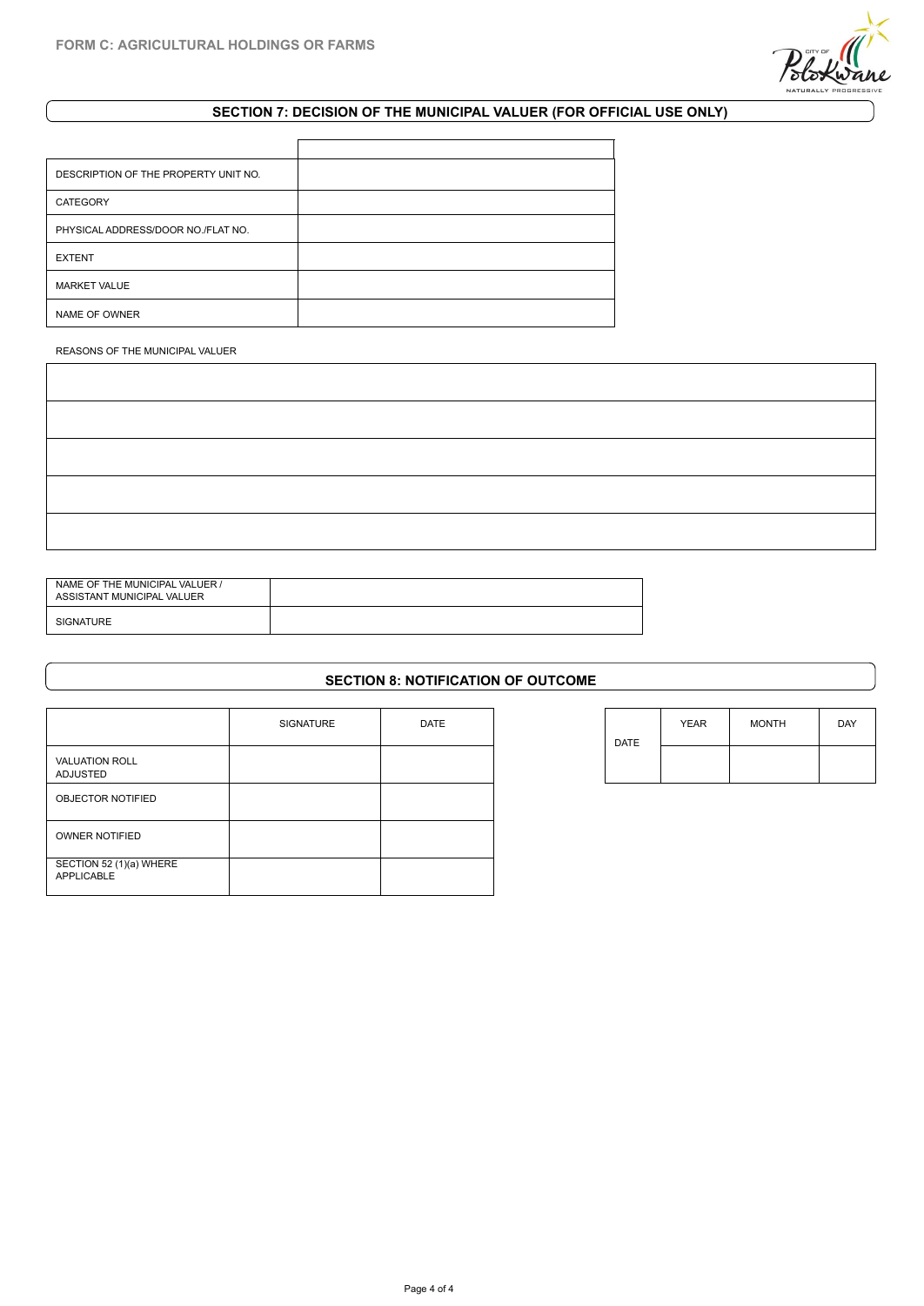FORM C: AGRICULTURAL HOLDINGS OR FARMS

## SECTION 7: DECISION OF THE MUNICIPAL VALUER (FOR OFFICIAL USE ONLY)

| | |
|---|---|
| DESCRIPTION OF THE PROPERTY UNIT NO. | |
| CATEGORY | |
| PHYSICAL ADDRESS/DOOR NO./FLAT NO. | |
| EXTENT | |
| MARKET VALUE | |
| NAME OF OWNER | |

REASONS OF THE MUNICIPAL VALUER

| |
|---|
| |
| |
| |
| |
| |

| | |
|---|---|
| NAME OF THE MUNICIPAL VALUER / ASSISTANT MUNICIPAL VALUER | |
| SIGNATURE | |

## SECTION 8: NOTIFICATION OF OUTCOME

| | SIGNATURE | DATE |
|---|---|---|
| VALUATION ROLL ADJUSTED | | |
| OBJECTOR NOTIFIED | | |
| OWNER NOTIFIED | | |
| SECTION 52 (1)(a) WHERE APPLICABLE | | |

| | YEAR | MONTH | DAY |
|---|---|---|---|
| DATE | | | |